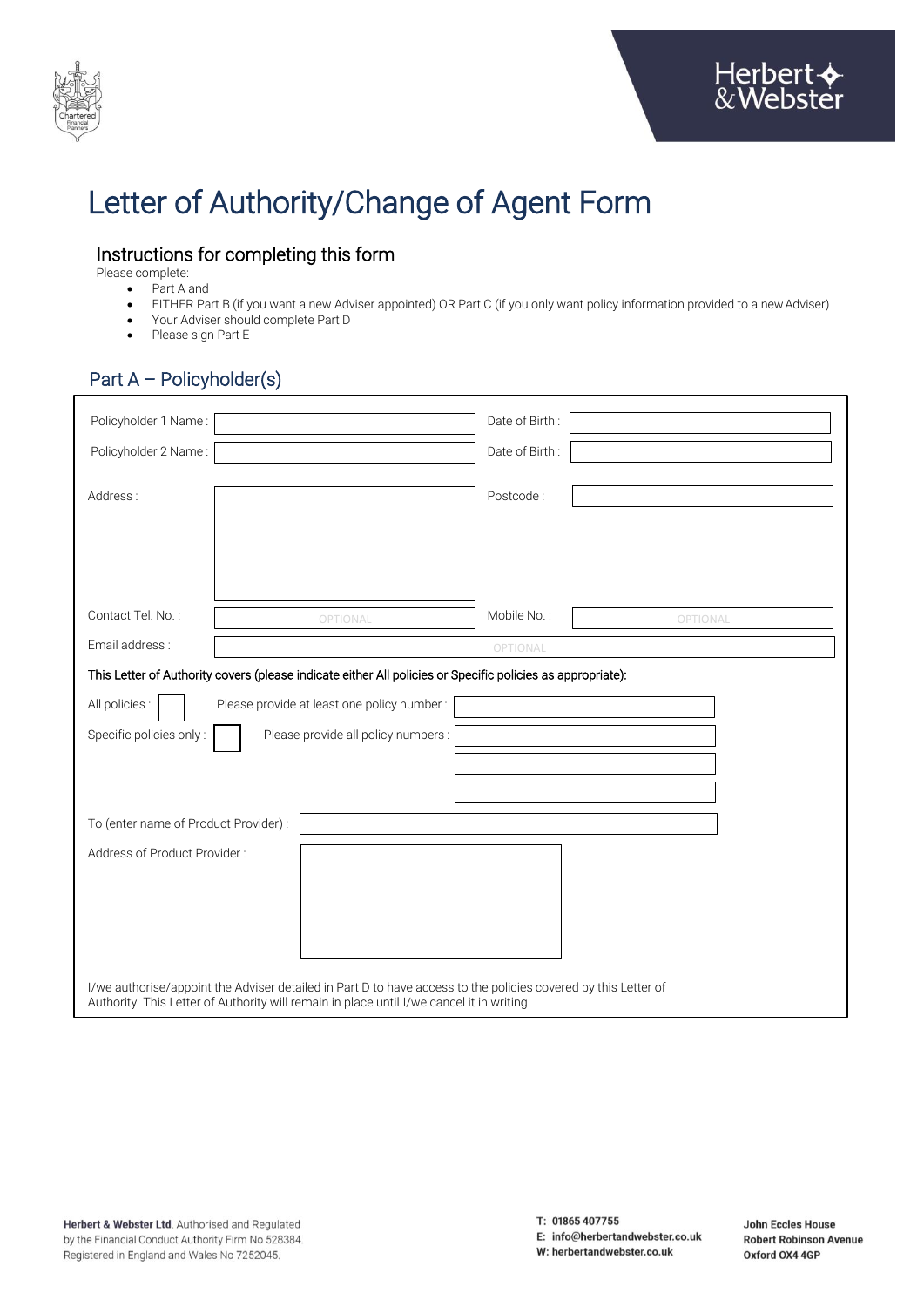# Letter of Authority/Change of Agent Form

## Instructions for completing this form

Please complete:

- Part A and
- EITHER Part B (if you want a new Adviser appointed) OR Part C (if you only want policy information provided to a new Adviser)
- Your Adviser should complete Part D
- Please sign Part E

## Part A – Policyholder(s)

Policyholder 1 Name : ______________________ Date of Birth : ______________________

Policyholder 2 Name : ______________________ Date of Birth : ______________________

Address : ______________________ Postcode : ______________________

Contact Tel. No. : OPTIONAL Mobile No. : OPTIONAL

Email address : OPTIONAL

**This Letter of Authority covers (please indicate either All policies or Specific policies as appropriate):**

All policies : ☐ Please provide at least one policy number : ______________________

Specific policies only : ☐ Please provide all policy numbers : ______________________

______________________

______________________

To (enter name of Product Provider) : ______________________

Address of Product Provider : ______________________

I/we authorise/appoint the Adviser detailed in Part D to have access to the policies covered by this Letter of Authority. This Letter of Authority will remain in place until I/we cancel it in writing.

**Herbert & Webster Ltd.** Authorised and Regulated by the Financial Conduct Authority Firm No 528384. Registered in England and Wales No 7252045.

T: 01865 407755
E: info@herbertandwebster.co.uk
W: herbertandwebster.co.uk

John Eccles House
Robert Robinson Avenue
Oxford OX4 4GP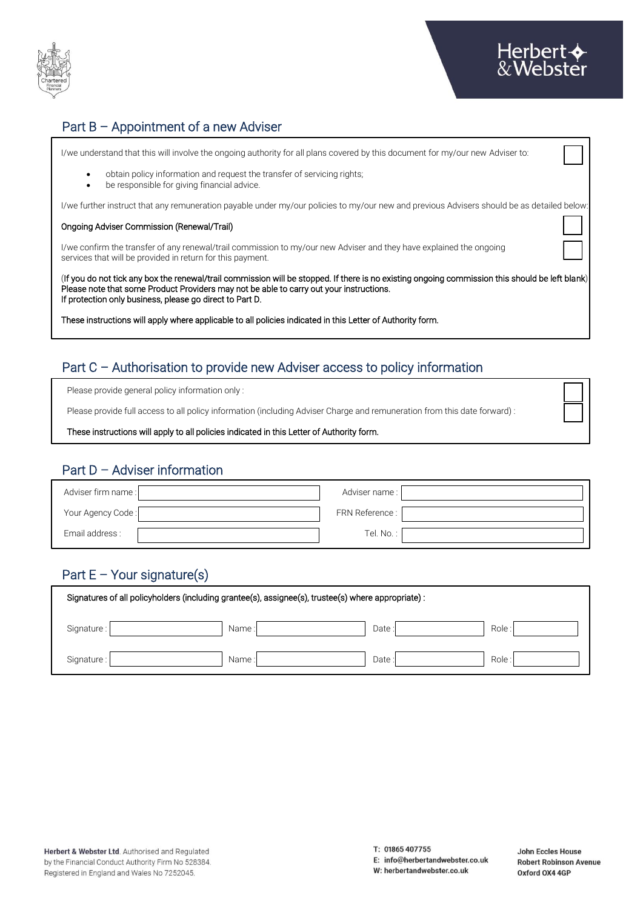## Part B – Appointment of a new Adviser

I/we understand that this will involve the ongoing authority for all plans covered by this document for my/our new Adviser to: ☐

- obtain policy information and request the transfer of servicing rights;
- be responsible for giving financial advice.

I/we further instruct that any remuneration payable under my/our policies to my/our new and previous Advisers should be as detailed below:

Ongoing Adviser Commission (Renewal/Trail) ☐

I/we confirm the transfer of any renewal/trail commission to my/our new Adviser and they have explained the ongoing services that will be provided in return for this payment. ☐

(If you do not tick any box the renewal/trail commission will be stopped. If there is no existing ongoing commission this should be left blank)
Please note that some Product Providers may not be able to carry out your instructions.
If protection only business, please go direct to Part D.

These instructions will apply where applicable to all policies indicated in this Letter of Authority form.

## Part C – Authorisation to provide new Adviser access to policy information

Please provide general policy information only : ☐

Please provide full access to all policy information (including Adviser Charge and remuneration from this date forward) : ☐

These instructions will apply to all policies indicated in this Letter of Authority form.

## Part D – Adviser information

| | | | |
|---|---|---|---|
| Adviser firm name : | | Adviser name : | |
| Your Agency Code : | | FRN Reference : | |
| Email address : | | Tel. No. : | |

## Part E – Your signature(s)

Signatures of all policyholders (including grantee(s), assignee(s), trustee(s) where appropriate) :

| | | | | | | | |
|---|---|---|---|---|---|---|---|
| Signature : | | Name : | | Date : | | Role : | |
| Signature : | | Name : | | Date : | | Role : | |

Herbert & Webster Ltd. Authorised and Regulated by the Financial Conduct Authority Firm No 528384. Registered in England and Wales No 7252045.

T: 01865 407755
E: info@herbertandwebster.co.uk
W: herbertandwebster.co.uk

John Eccles House
Robert Robinson Avenue
Oxford OX4 4GP